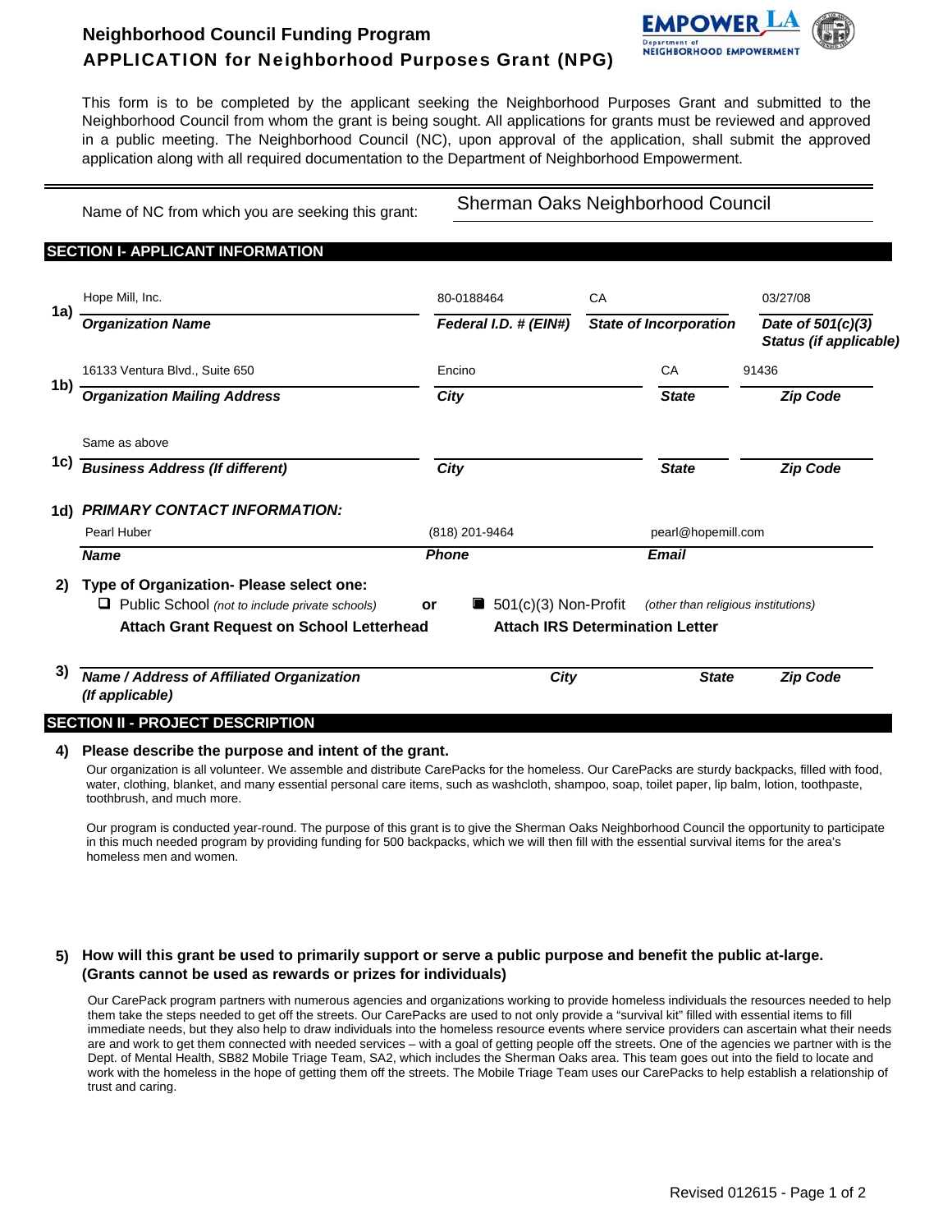# Neighborhood Council Funding Program

## APPLICATION for Neighborhood Purposes Grant (NPG)

EMPOWER LA — Department of Neighborhood Empowerment

This form is to be completed by the applicant seeking the Neighborhood Purposes Grant and submitted to the Neighborhood Council from whom the grant is being sought. All applications for grants must be reviewed and approved in a public meeting. The Neighborhood Council (NC), upon approval of the application, shall submit the approved application along with all required documentation to the Department of Neighborhood Empowerment.

Name of NC from which you are seeking this grant: Sherman Oaks Neighborhood Council

## SECTION I- APPLICANT INFORMATION

**1a)**

| Organization Name | Federal I.D. # (EIN#) | State of Incorporation | Date of 501(c)(3) Status (if applicable) |
|---|---|---|---|
| Hope Mill, Inc. | 80-0188464 | CA | 03/27/08 |

**1b)**

| Organization Mailing Address | City | State | Zip Code |
|---|---|---|---|
| 16133 Ventura Blvd., Suite 650 | Encino | CA | 91436 |

**1c)**

| Business Address (If different) | City | State | Zip Code |
|---|---|---|---|
| Same as above | | | |

**1d) PRIMARY CONTACT INFORMATION:**

| Name | Phone | Email |
|---|---|---|
| Pearl Huber | (818) 201-9464 | pearl@hopemill.com |

**2) Type of Organization- Please select one:**

- ☐ Public School *(not to include private schools)* — **Attach Grant Request on School Letterhead**

or

- ■ 501(c)(3) Non-Profit *(other than religious institutions)* — **Attach IRS Determination Letter**

**3)**

| Name / Address of Affiliated Organization (If applicable) | City | State | Zip Code |
|---|---|---|---|
| | | | |

## SECTION II - PROJECT DESCRIPTION

**4) Please describe the purpose and intent of the grant.**

Our organization is all volunteer. We assemble and distribute CarePacks for the homeless. Our CarePacks are sturdy backpacks, filled with food, water, clothing, blanket, and many essential personal care items, such as washcloth, shampoo, soap, toilet paper, lip balm, lotion, toothpaste, toothbrush, and much more.

Our program is conducted year-round. The purpose of this grant is to give the Sherman Oaks Neighborhood Council the opportunity to participate in this much needed program by providing funding for 500 backpacks, which we will then fill with the essential survival items for the area's homeless men and women.

**5) How will this grant be used to primarily support or serve a public purpose and benefit the public at-large. (Grants cannot be used as rewards or prizes for individuals)**

Our CarePack program partners with numerous agencies and organizations working to provide homeless individuals the resources needed to help them take the steps needed to get off the streets. Our CarePacks are used to not only provide a "survival kit" filled with essential items to fill immediate needs, but they also help to draw individuals into the homeless resource events where service providers can ascertain what their needs are and work to get them connected with needed services – with a goal of getting people off the streets. One of the agencies we partner with is the Dept. of Mental Health, SB82 Mobile Triage Team, SA2, which includes the Sherman Oaks area. This team goes out into the field to locate and work with the homeless in the hope of getting them off the streets. The Mobile Triage Team uses our CarePacks to help establish a relationship of trust and caring.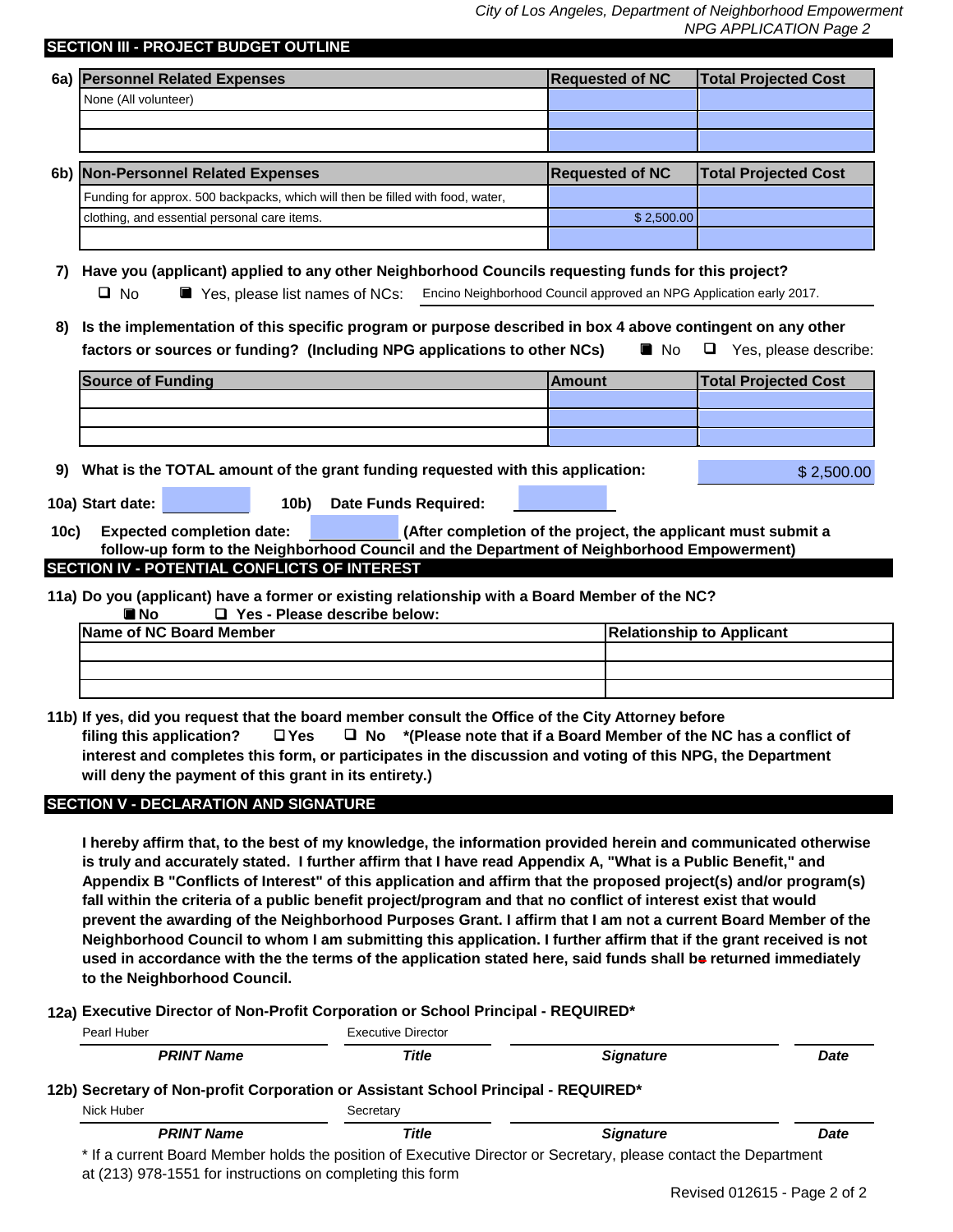City of Los Angeles, Department of Neighborhood Empowerment
NPG APPLICATION Page 2

## SECTION III - PROJECT BUDGET OUTLINE

**6a)**

| Personnel Related Expenses | Requested of NC | Total Projected Cost |
|---|---|---|
| None (All volunteer) | | |
| | | |
| | | |

**6b)**

| Non-Personnel Related Expenses | Requested of NC | Total Projected Cost |
|---|---|---|
| Funding for approx. 500 backpacks, which will then be filled with food, water, | | |
| clothing, and essential personal care items. | $ 2,500.00 | |
| | | |

**7) Have you (applicant) applied to any other Neighborhood Councils requesting funds for this project?**

❑ No ■ Yes, please list names of NCs: Encino Neighborhood Council approved an NPG Application early 2017.

**8) Is the implementation of this specific program or purpose described in box 4 above contingent on any other factors or sources or funding? (Including NPG applications to other NCs)** ■ No ❑ Yes, please describe:

| Source of Funding | Amount | Total Projected Cost |
|---|---|---|
| | | |
| | | |
| | | |

**9) What is the TOTAL amount of the grant funding requested with this application:** $ 2,500.00

**10a) Start date:** **10b) Date Funds Required:**

**10c) Expected completion date:** **(After completion of the project, the applicant must submit a follow-up form to the Neighborhood Council and the Department of Neighborhood Empowerment)**

## SECTION IV - POTENTIAL CONFLICTS OF INTEREST

**11a) Do you (applicant) have a former or existing relationship with a Board Member of the NC?**

■ **No** ❑ **Yes - Please describe below:**

| Name of NC Board Member | Relationship to Applicant |
|---|---|
| | |
| | |
| | |

**11b) If yes, did you request that the board member consult the Office of the City Attorney before filing this application?** ❑ **Yes** ❑ **No** ***(Please note that if a Board Member of the NC has a conflict of interest and completes this form, or participates in the discussion and voting of this NPG, the Department will deny the payment of this grant in its entirety.)**

## SECTION V - DECLARATION AND SIGNATURE

**I hereby affirm that, to the best of my knowledge, the information provided herein and communicated otherwise is truly and accurately stated. I further affirm that I have read Appendix A, "What is a Public Benefit," and Appendix B "Conflicts of Interest" of this application and affirm that the proposed project(s) and/or program(s) fall within the criteria of a public benefit project/program and that no conflict of interest exist that would prevent the awarding of the Neighborhood Purposes Grant. I affirm that I am not a current Board Member of the Neighborhood Council to whom I am submitting this application. I further affirm that if the grant received is not used in accordance with the the terms of the application stated here, said funds shall be returned immediately to the Neighborhood Council.**

**12a) Executive Director of Non-Profit Corporation or School Principal - REQUIRED***

| Pearl Huber | Executive Director | | |
|---|---|---|---|
| ***PRINT Name*** | ***Title*** | ***Signature*** | ***Date*** |

**12b) Secretary of Non-profit Corporation or Assistant School Principal - REQUIRED***

| Nick Huber | Secretary | | |
|---|---|---|---|
| ***PRINT Name*** | ***Title*** | ***Signature*** | ***Date*** |

* If a current Board Member holds the position of Executive Director or Secretary, please contact the Department at (213) 978-1551 for instructions on completing this form

Revised 012615